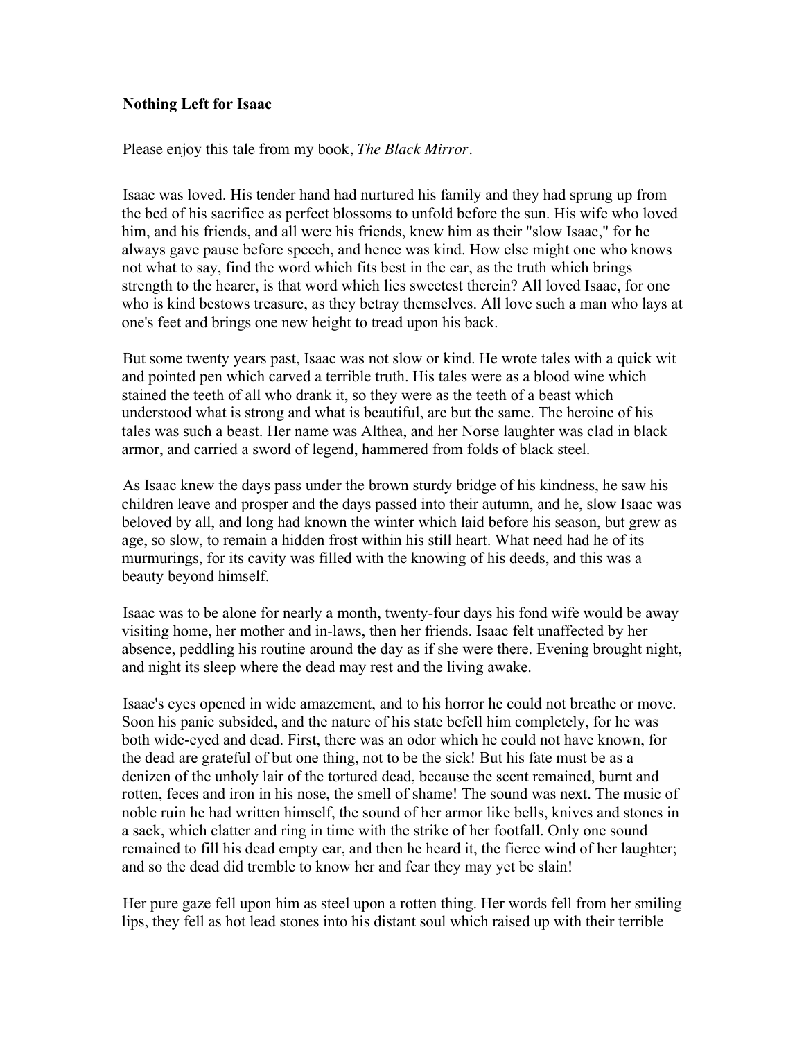**Nothing Left for Isaac**

Please enjoy this tale from my book, *The Black Mirror*.

Isaac was loved. His tender hand had nurtured his family and they had sprung up from the bed of his sacrifice as perfect blossoms to unfold before the sun. His wife who loved him, and his friends, and all were his friends, knew him as their "slow Isaac," for he always gave pause before speech, and hence was kind. How else might one who knows not what to say, find the word which fits best in the ear, as the truth which brings strength to the hearer, is that word which lies sweetest therein? All loved Isaac, for one who is kind bestows treasure, as they betray themselves. All love such a man who lays at one's feet and brings one new height to tread upon his back.

But some twenty years past, Isaac was not slow or kind. He wrote tales with a quick wit and pointed pen which carved a terrible truth. His tales were as a blood wine which stained the teeth of all who drank it, so they were as the teeth of a beast which understood what is strong and what is beautiful, are but the same. The heroine of his tales was such a beast. Her name was Althea, and her Norse laughter was clad in black armor, and carried a sword of legend, hammered from folds of black steel.

As Isaac knew the days pass under the brown sturdy bridge of his kindness, he saw his children leave and prosper and the days passed into their autumn, and he, slow Isaac was beloved by all, and long had known the winter which laid before his season, but grew as age, so slow, to remain a hidden frost within his still heart. What need had he of its murmurings, for its cavity was filled with the knowing of his deeds, and this was a beauty beyond himself.

Isaac was to be alone for nearly a month, twenty-four days his fond wife would be away visiting home, her mother and in-laws, then her friends. Isaac felt unaffected by her absence, peddling his routine around the day as if she were there. Evening brought night, and night its sleep where the dead may rest and the living awake.

Isaac's eyes opened in wide amazement, and to his horror he could not breathe or move. Soon his panic subsided, and the nature of his state befell him completely, for he was both wide-eyed and dead. First, there was an odor which he could not have known, for the dead are grateful of but one thing, not to be the sick! But his fate must be as a denizen of the unholy lair of the tortured dead, because the scent remained, burnt and rotten, feces and iron in his nose, the smell of shame! The sound was next. The music of noble ruin he had written himself, the sound of her armor like bells, knives and stones in a sack, which clatter and ring in time with the strike of her footfall. Only one sound remained to fill his dead empty ear, and then he heard it, the fierce wind of her laughter; and so the dead did tremble to know her and fear they may yet be slain!

Her pure gaze fell upon him as steel upon a rotten thing. Her words fell from her smiling lips, they fell as hot lead stones into his distant soul which raised up with their terrible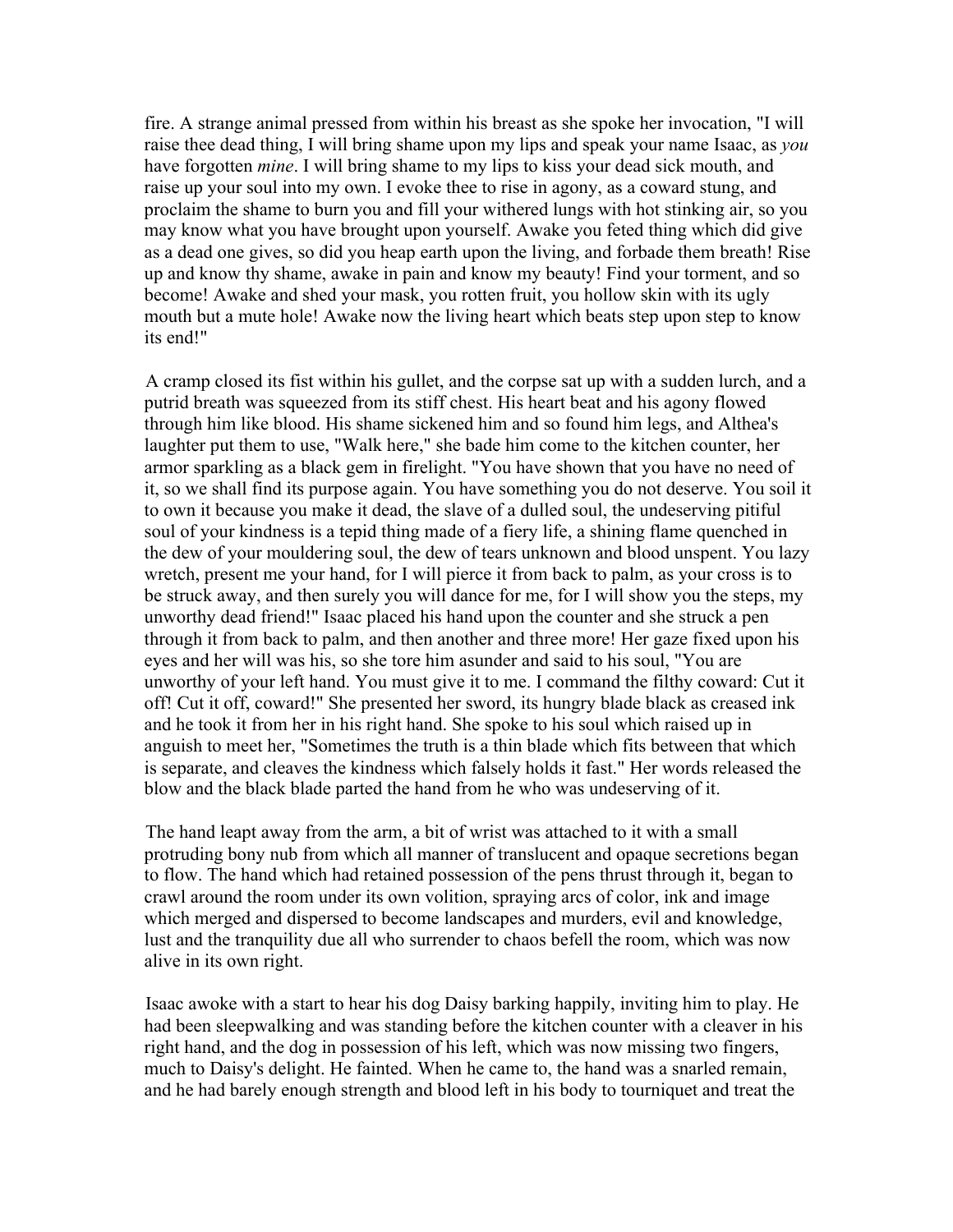fire. A strange animal pressed from within his breast as she spoke her invocation, "I will raise thee dead thing, I will bring shame upon my lips and speak your name Isaac, as *you* have forgotten *mine*. I will bring shame to my lips to kiss your dead sick mouth, and raise up your soul into my own. I evoke thee to rise in agony, as a coward stung, and proclaim the shame to burn you and fill your withered lungs with hot stinking air, so you may know what you have brought upon yourself. Awake you feted thing which did give as a dead one gives, so did you heap earth upon the living, and forbade them breath! Rise up and know thy shame, awake in pain and know my beauty! Find your torment, and so become! Awake and shed your mask, you rotten fruit, you hollow skin with its ugly mouth but a mute hole! Awake now the living heart which beats step upon step to know its end!"

A cramp closed its fist within his gullet, and the corpse sat up with a sudden lurch, and a putrid breath was squeezed from its stiff chest. His heart beat and his agony flowed through him like blood. His shame sickened him and so found him legs, and Althea's laughter put them to use, "Walk here," she bade him come to the kitchen counter, her armor sparkling as a black gem in firelight. "You have shown that you have no need of it, so we shall find its purpose again. You have something you do not deserve. You soil it to own it because you make it dead, the slave of a dulled soul, the undeserving pitiful soul of your kindness is a tepid thing made of a fiery life, a shining flame quenched in the dew of your mouldering soul, the dew of tears unknown and blood unspent. You lazy wretch, present me your hand, for I will pierce it from back to palm, as your cross is to be struck away, and then surely you will dance for me, for I will show you the steps, my unworthy dead friend!" Isaac placed his hand upon the counter and she struck a pen through it from back to palm, and then another and three more! Her gaze fixed upon his eyes and her will was his, so she tore him asunder and said to his soul, "You are unworthy of your left hand. You must give it to me. I command the filthy coward: Cut it off! Cut it off, coward!" She presented her sword, its hungry blade black as creased ink and he took it from her in his right hand. She spoke to his soul which raised up in anguish to meet her, "Sometimes the truth is a thin blade which fits between that which is separate, and cleaves the kindness which falsely holds it fast." Her words released the blow and the black blade parted the hand from he who was undeserving of it.

The hand leapt away from the arm, a bit of wrist was attached to it with a small protruding bony nub from which all manner of translucent and opaque secretions began to flow. The hand which had retained possession of the pens thrust through it, began to crawl around the room under its own volition, spraying arcs of color, ink and image which merged and dispersed to become landscapes and murders, evil and knowledge, lust and the tranquility due all who surrender to chaos befell the room, which was now alive in its own right.

Isaac awoke with a start to hear his dog Daisy barking happily, inviting him to play. He had been sleepwalking and was standing before the kitchen counter with a cleaver in his right hand, and the dog in possession of his left, which was now missing two fingers, much to Daisy's delight. He fainted. When he came to, the hand was a snarled remain, and he had barely enough strength and blood left in his body to tourniquet and treat the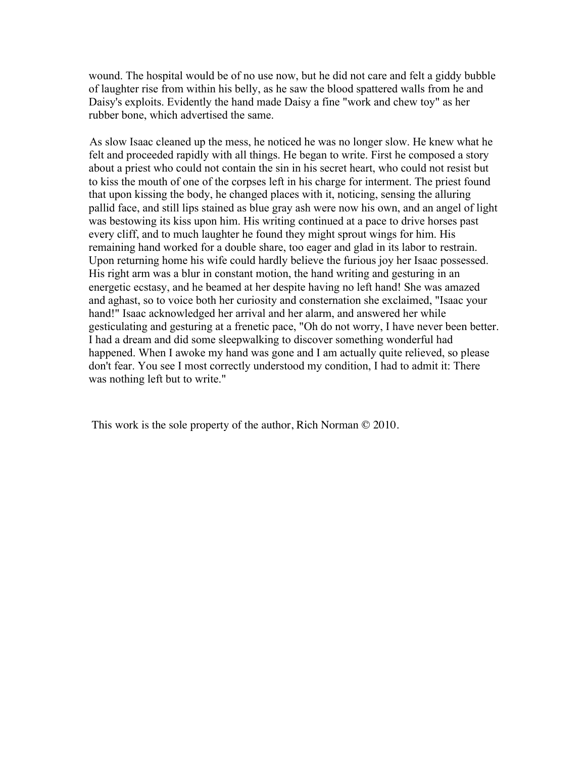wound. The hospital would be of no use now, but he did not care and felt a giddy bubble of laughter rise from within his belly, as he saw the blood spattered walls from he and Daisy's exploits. Evidently the hand made Daisy a fine "work and chew toy" as her rubber bone, which advertised the same.

As slow Isaac cleaned up the mess, he noticed he was no longer slow. He knew what he felt and proceeded rapidly with all things. He began to write. First he composed a story about a priest who could not contain the sin in his secret heart, who could not resist but to kiss the mouth of one of the corpses left in his charge for interment. The priest found that upon kissing the body, he changed places with it, noticing, sensing the alluring pallid face, and still lips stained as blue gray ash were now his own, and an angel of light was bestowing its kiss upon him. His writing continued at a pace to drive horses past every cliff, and to much laughter he found they might sprout wings for him. His remaining hand worked for a double share, too eager and glad in its labor to restrain. Upon returning home his wife could hardly believe the furious joy her Isaac possessed. His right arm was a blur in constant motion, the hand writing and gesturing in an energetic ecstasy, and he beamed at her despite having no left hand! She was amazed and aghast, so to voice both her curiosity and consternation she exclaimed, "Isaac your hand!" Isaac acknowledged her arrival and her alarm, and answered her while gesticulating and gesturing at a frenetic pace, "Oh do not worry, I have never been better. I had a dream and did some sleepwalking to discover something wonderful had happened. When I awoke my hand was gone and I am actually quite relieved, so please don't fear. You see I most correctly understood my condition, I had to admit it: There was nothing left but to write."

This work is the sole property of the author, Rich Norman © 2010.